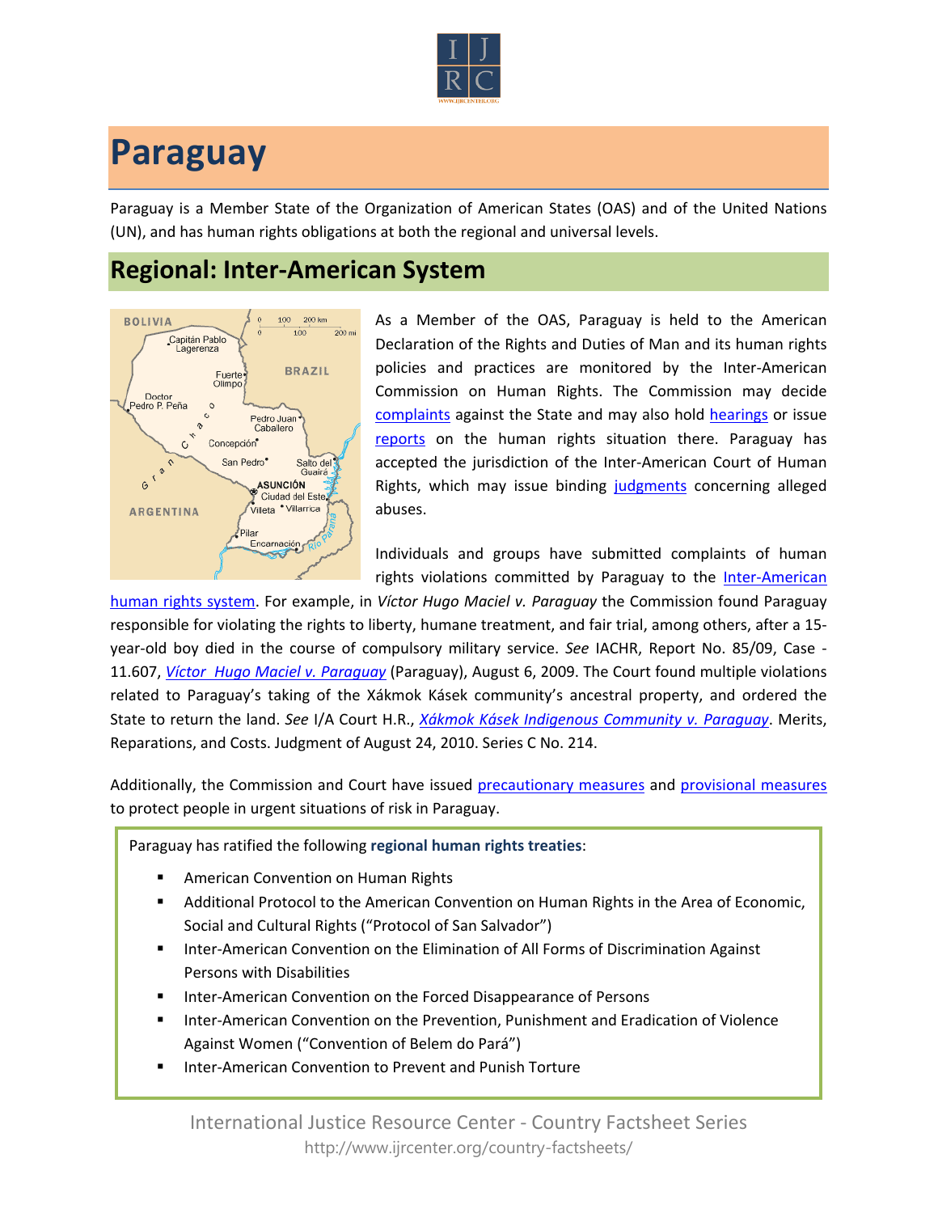# Paraguay

Paraguay is a Member State of the Organization of American States (OAS) and of the United Nations (UN), and has human rights obligations at both the regional and universal levels.

## Regional: Inter-American System

As a Member of the OAS, Paraguay is held to the American Declaration of the Rights and Duties of Man and its human rights policies and practices are monitored by the Inter-American Commission on Human Rights. The Commission may decide complaints against the State and may also hold hearings or issue reports on the human rights situation there. Paraguay has accepted the jurisdiction of the Inter-American Court of Human Rights, which may issue binding judgments concerning alleged abuses.

Individuals and groups have submitted complaints of human rights violations committed by Paraguay to the Inter-American human rights system. For example, in *Víctor Hugo Maciel v. Paraguay* the Commission found Paraguay responsible for violating the rights to liberty, humane treatment, and fair trial, among others, after a 15-year-old boy died in the course of compulsory military service. *See* IACHR, Report No. 85/09, Case - 11.607, *Víctor Hugo Maciel v. Paraguay* (Paraguay), August 6, 2009. The Court found multiple violations related to Paraguay's taking of the Xákmok Kásek community's ancestral property, and ordered the State to return the land. *See* I/A Court H.R., *Xákmok Kásek Indigenous Community v. Paraguay*. Merits, Reparations, and Costs. Judgment of August 24, 2010. Series C No. 214.

Additionally, the Commission and Court have issued precautionary measures and provisional measures to protect people in urgent situations of risk in Paraguay.

Paraguay has ratified the following **regional human rights treaties**:

- American Convention on Human Rights
- Additional Protocol to the American Convention on Human Rights in the Area of Economic, Social and Cultural Rights ("Protocol of San Salvador")
- Inter-American Convention on the Elimination of All Forms of Discrimination Against Persons with Disabilities
- Inter-American Convention on the Forced Disappearance of Persons
- Inter-American Convention on the Prevention, Punishment and Eradication of Violence Against Women ("Convention of Belem do Pará")
- Inter-American Convention to Prevent and Punish Torture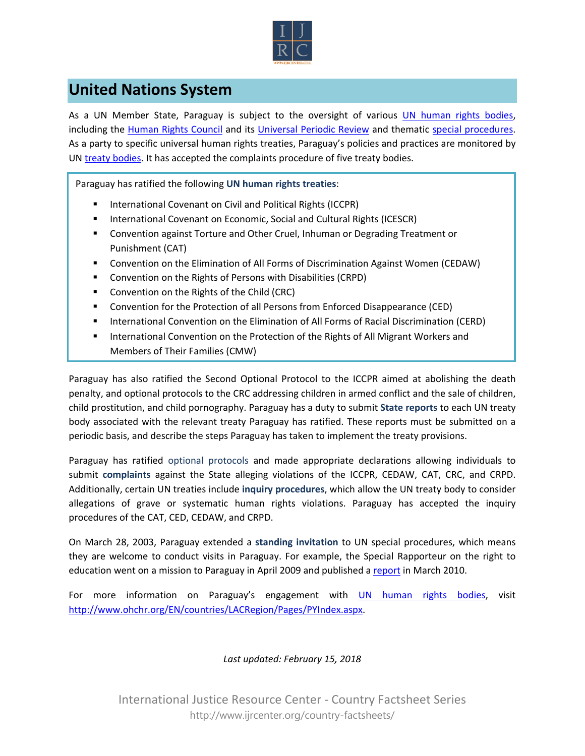## United Nations System

As a UN Member State, Paraguay is subject to the oversight of various UN human rights bodies, including the Human Rights Council and its Universal Periodic Review and thematic special procedures. As a party to specific universal human rights treaties, Paraguay's policies and practices are monitored by UN treaty bodies. It has accepted the complaints procedure of five treaty bodies.

Paraguay has ratified the following **UN human rights treaties**:

- International Covenant on Civil and Political Rights (ICCPR)
- International Covenant on Economic, Social and Cultural Rights (ICESCR)
- Convention against Torture and Other Cruel, Inhuman or Degrading Treatment or Punishment (CAT)
- Convention on the Elimination of All Forms of Discrimination Against Women (CEDAW)
- Convention on the Rights of Persons with Disabilities (CRPD)
- Convention on the Rights of the Child (CRC)
- Convention for the Protection of all Persons from Enforced Disappearance (CED)
- International Convention on the Elimination of All Forms of Racial Discrimination (CERD)
- International Convention on the Protection of the Rights of All Migrant Workers and Members of Their Families (CMW)

Paraguay has also ratified the Second Optional Protocol to the ICCPR aimed at abolishing the death penalty, and optional protocols to the CRC addressing children in armed conflict and the sale of children, child prostitution, and child pornography. Paraguay has a duty to submit **State reports** to each UN treaty body associated with the relevant treaty Paraguay has ratified. These reports must be submitted on a periodic basis, and describe the steps Paraguay has taken to implement the treaty provisions.

Paraguay has ratified optional protocols and made appropriate declarations allowing individuals to submit **complaints** against the State alleging violations of the ICCPR, CEDAW, CAT, CRC, and CRPD. Additionally, certain UN treaties include **inquiry procedures**, which allow the UN treaty body to consider allegations of grave or systematic human rights violations. Paraguay has accepted the inquiry procedures of the CAT, CED, CEDAW, and CRPD.

On March 28, 2003, Paraguay extended a **standing invitation** to UN special procedures, which means they are welcome to conduct visits in Paraguay. For example, the Special Rapporteur on the right to education went on a mission to Paraguay in April 2009 and published a report in March 2010.

For more information on Paraguay's engagement with UN human rights bodies, visit http://www.ohchr.org/EN/countries/LACRegion/Pages/PYIndex.aspx.

*Last updated: February 15, 2018*